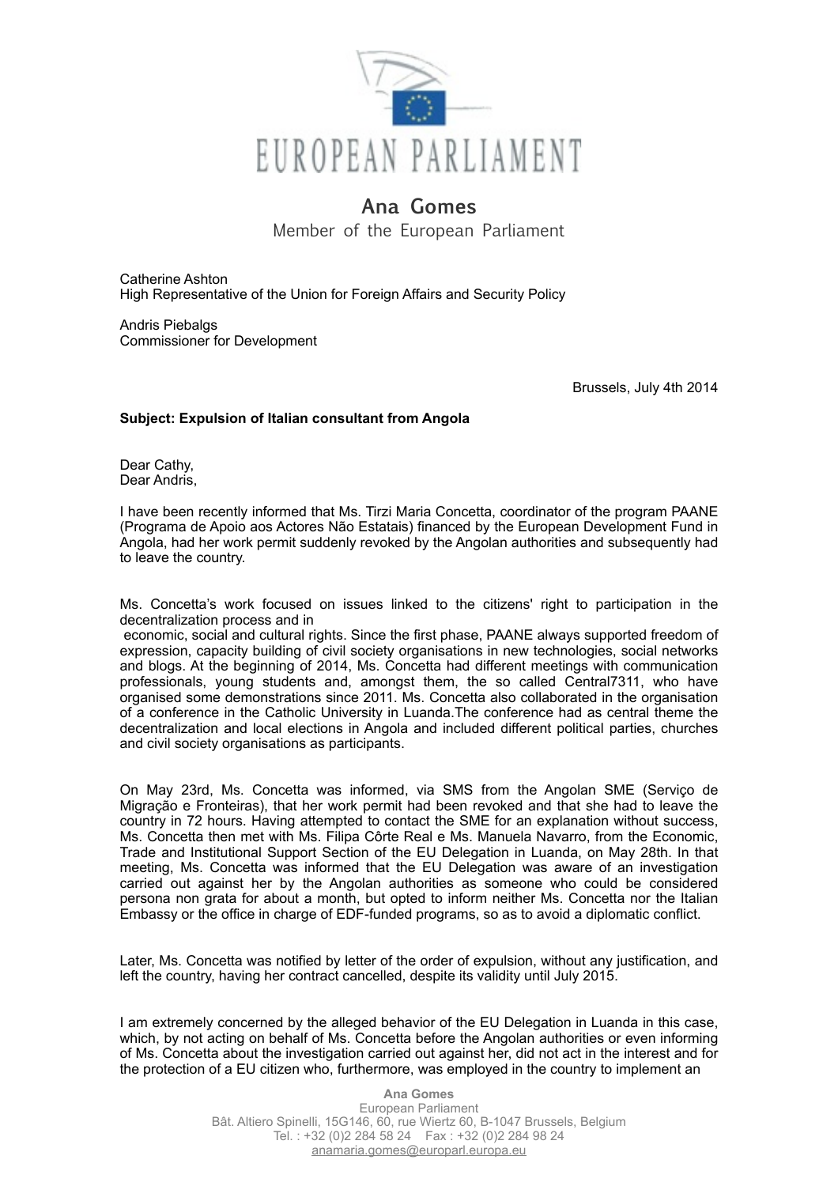# EUROPEAN PARLIAMENT

## Ana Gomes

Member of the European Parliament

Catherine Ashton
High Representative of the Union for Foreign Affairs and Security Policy

Andris Piebalgs
Commissioner for Development

Brussels, July 4th 2014

**Subject: Expulsion of Italian consultant from Angola**

Dear Cathy,
Dear Andris,

I have been recently informed that Ms. Tirzi Maria Concetta, coordinator of the program PAANE (Programa de Apoio aos Actores Não Estatais) financed by the European Development Fund in Angola, had her work permit suddenly revoked by the Angolan authorities and subsequently had to leave the country.

Ms. Concetta's work focused on issues linked to the citizens' right to participation in the decentralization process and in economic, social and cultural rights. Since the first phase, PAANE always supported freedom of expression, capacity building of civil society organisations in new technologies, social networks and blogs. At the beginning of 2014, Ms. Concetta had different meetings with communication professionals, young students and, amongst them, the so called Central7311, who have organised some demonstrations since 2011. Ms. Concetta also collaborated in the organisation of a conference in the Catholic University in Luanda.The conference had as central theme the decentralization and local elections in Angola and included different political parties, churches and civil society organisations as participants.

On May 23rd, Ms. Concetta was informed, via SMS from the Angolan SME (Serviço de Migração e Fronteiras), that her work permit had been revoked and that she had to leave the country in 72 hours. Having attempted to contact the SME for an explanation without success, Ms. Concetta then met with Ms. Filipa Côrte Real e Ms. Manuela Navarro, from the Economic, Trade and Institutional Support Section of the EU Delegation in Luanda, on May 28th. In that meeting, Ms. Concetta was informed that the EU Delegation was aware of an investigation carried out against her by the Angolan authorities as someone who could be considered persona non grata for about a month, but opted to inform neither Ms. Concetta nor the Italian Embassy or the office in charge of EDF-funded programs, so as to avoid a diplomatic conflict.

Later, Ms. Concetta was notified by letter of the order of expulsion, without any justification, and left the country, having her contract cancelled, despite its validity until July 2015.

I am extremely concerned by the alleged behavior of the EU Delegation in Luanda in this case, which, by not acting on behalf of Ms. Concetta before the Angolan authorities or even informing of Ms. Concetta about the investigation carried out against her, did not act in the interest and for the protection of a EU citizen who, furthermore, was employed in the country to implement an

Ana Gomes
European Parliament
Bât. Altiero Spinelli, 15G146, 60, rue Wiertz 60, B-1047 Brussels, Belgium
Tel. : +32 (0)2 284 58 24 Fax : +32 (0)2 284 98 24
anamaria.gomes@europarl.europa.eu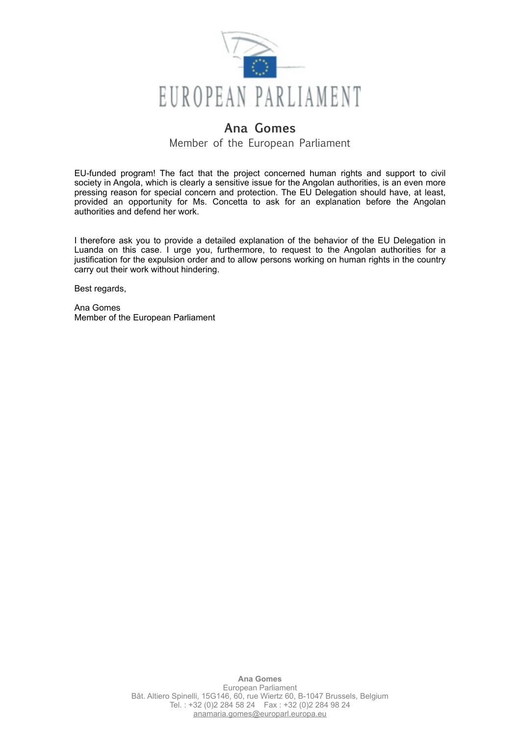EU-funded program! The fact that the project concerned human rights and support to civil society in Angola, which is clearly a sensitive issue for the Angolan authorities, is an even more pressing reason for special concern and protection. The EU Delegation should have, at least, provided an opportunity for Ms. Concetta to ask for an explanation before the Angolan authorities and defend her work.

I therefore ask you to provide a detailed explanation of the behavior of the EU Delegation in Luanda on this case. I urge you, furthermore, to request to the Angolan authorities for a justification for the expulsion order and to allow persons working on human rights in the country carry out their work without hindering.

Best regards,

Ana Gomes
Member of the European Parliament